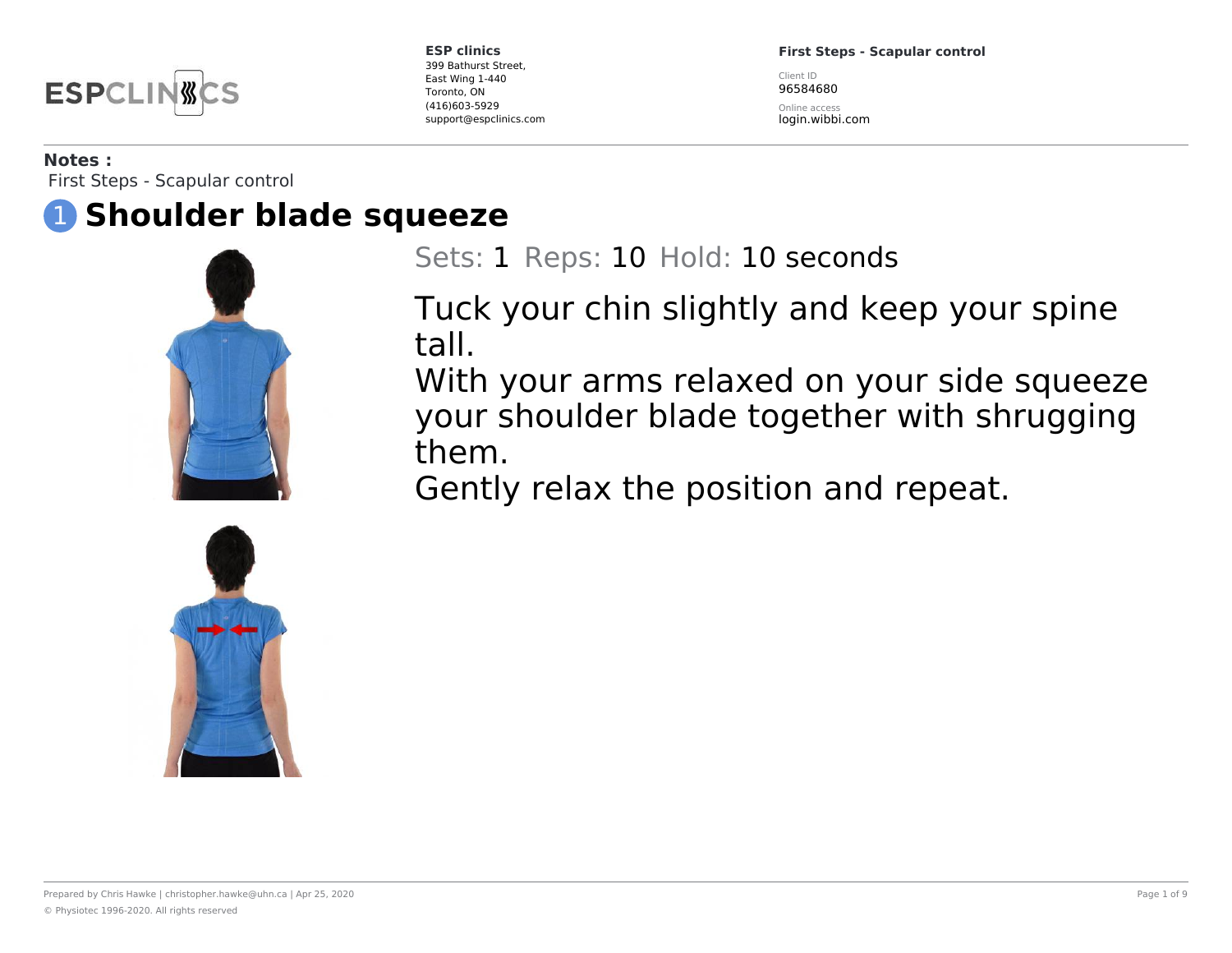**ESP clinics**
399 Bathurst Street,
East Wing 1-440
Toronto, ON
(416)603-5929
support@espclinics.com

**First Steps - Scapular control**

Client ID
96584680

Online access
login.wibbi.com

**Notes :**
First Steps - Scapular control

# 1 Shoulder blade squeeze

Sets: 1 Reps: 10 Hold: 10 seconds

Tuck your chin slightly and keep your spine tall.
With your arms relaxed on your side squeeze your shoulder blade together with shrugging them.
Gently relax the position and repeat.

Prepared by Chris Hawke | christopher.hawke@uhn.ca | Apr 25, 2020

© Physiotec 1996-2020. All rights reserved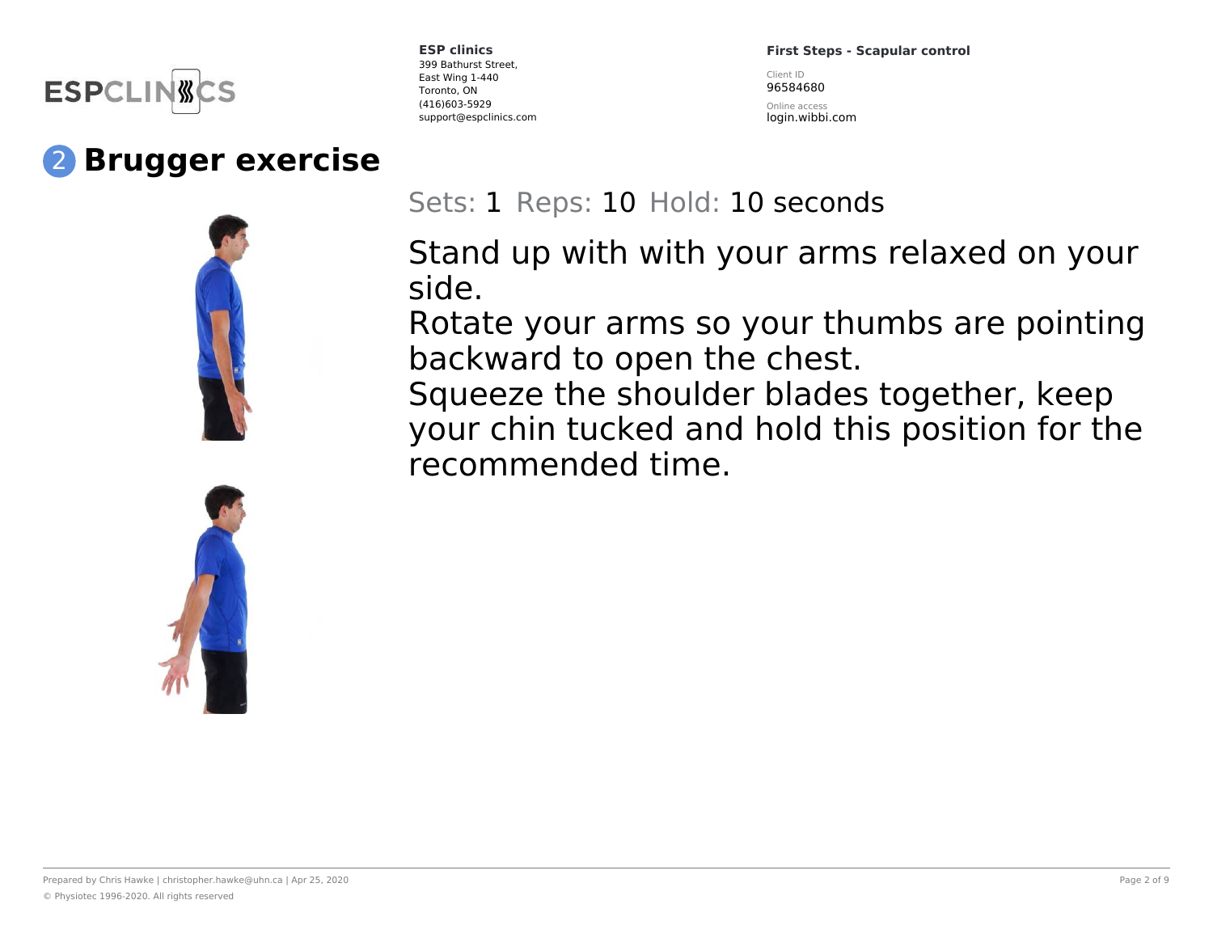# 2 Brugger exercise

Sets: 1 Reps: 10 Hold: 10 seconds

Stand up with with your arms relaxed on your side.
Rotate your arms so your thumbs are pointing backward to open the chest.
Squeeze the shoulder blades together, keep your chin tucked and hold this position for the recommended time.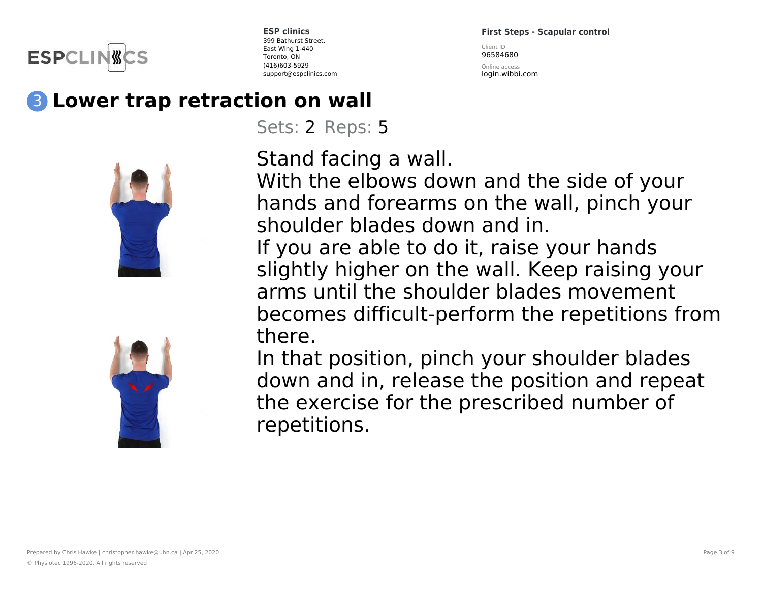## 3 Lower trap retraction on wall

Sets: 2 Reps: 5

Stand facing a wall.
With the elbows down and the side of your hands and forearms on the wall, pinch your shoulder blades down and in.
If you are able to do it, raise your hands slightly higher on the wall. Keep raising your arms until the shoulder blades movement becomes difficult-perform the repetitions from there.
In that position, pinch your shoulder blades down and in, release the position and repeat the exercise for the prescribed number of repetitions.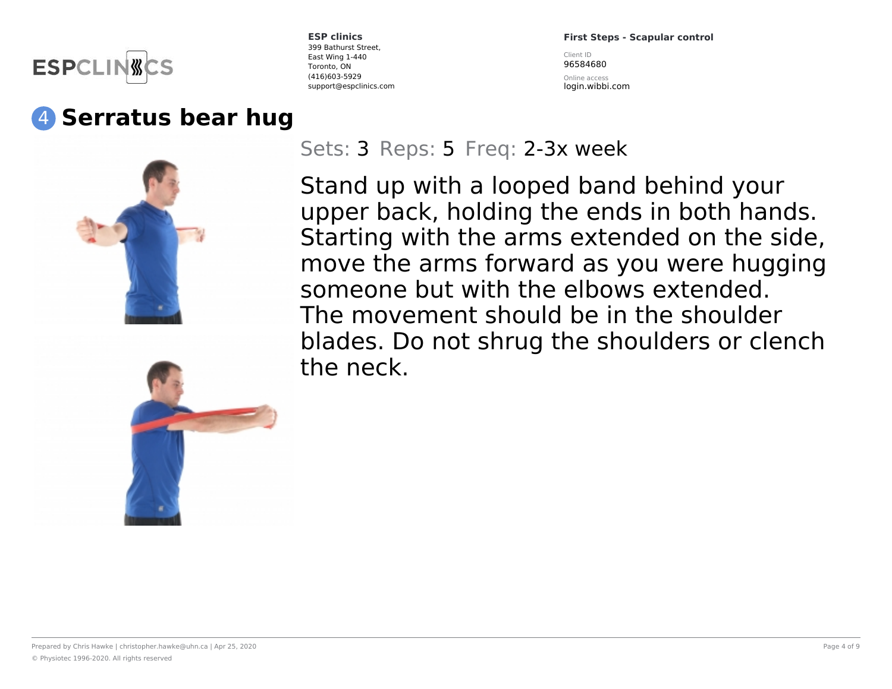# 4 Serratus bear hug

Sets: 3 Reps: 5 Freq: 2-3x week

Stand up with a looped band behind your upper back, holding the ends in both hands. Starting with the arms extended on the side, move the arms forward as you were hugging someone but with the elbows extended. The movement should be in the shoulder blades. Do not shrug the shoulders or clench the neck.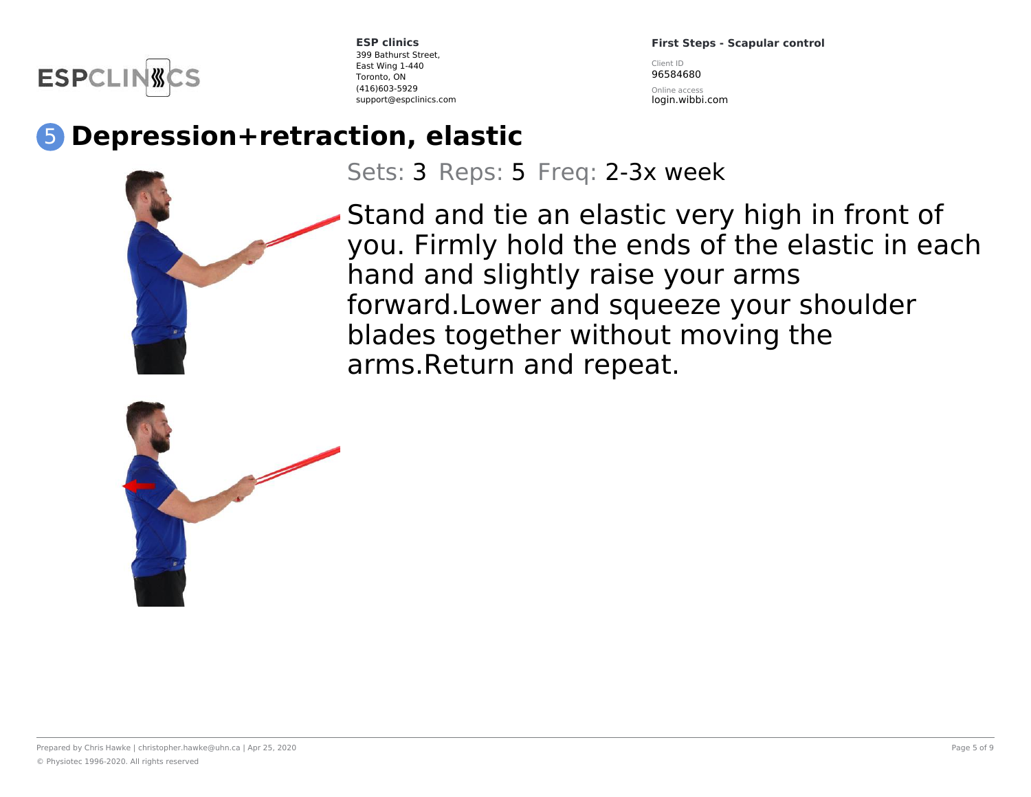**ESP clinics**
399 Bathurst Street,
East Wing 1-440
Toronto, ON
(416)603-5929
support@espclinics.com

**First Steps - Scapular control**

Client ID
96584680

Online access
login.wibbi.com

## 5 Depression+retraction, elastic

Sets: 3 Reps: 5 Freq: 2-3x week

Stand and tie an elastic very high in front of you. Firmly hold the ends of the elastic in each hand and slightly raise your arms forward.Lower and squeeze your shoulder blades together without moving the arms.Return and repeat.

Prepared by Chris Hawke | christopher.hawke@uhn.ca | Apr 25, 2020

© Physiotec 1996-2020. All rights reserved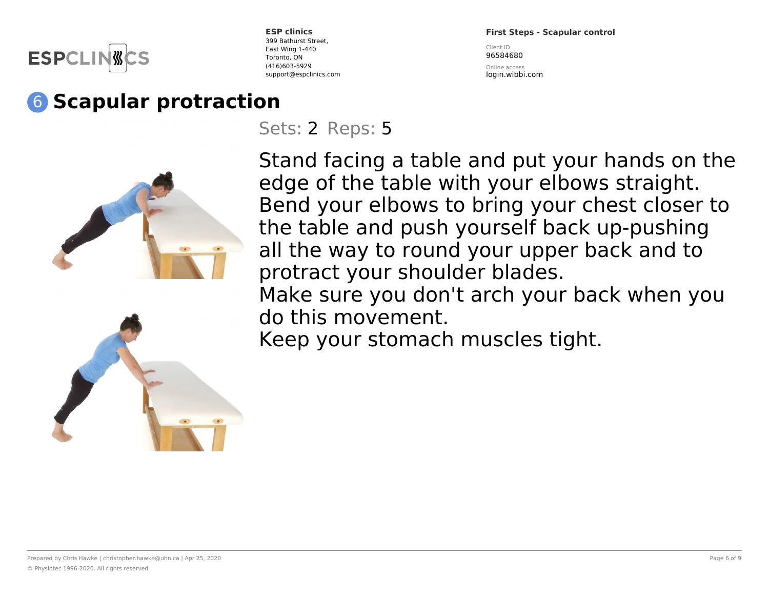# 6 Scapular protraction

Sets: 2 Reps: 5

Stand facing a table and put your hands on the edge of the table with your elbows straight.
Bend your elbows to bring your chest closer to the table and push yourself back up-pushing all the way to round your upper back and to protract your shoulder blades.
Make sure you don't arch your back when you do this movement.
Keep your stomach muscles tight.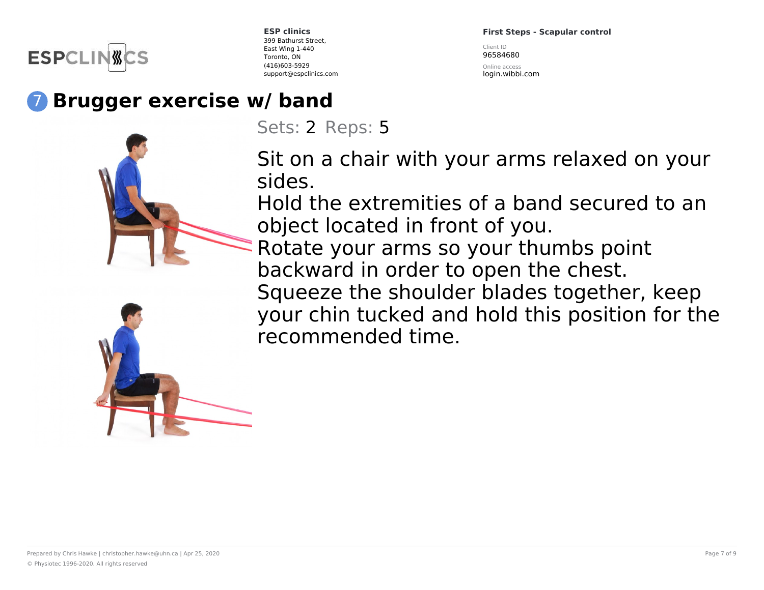# 7 Brugger exercise w/ band

Sets: 2 Reps: 5

Sit on a chair with your arms relaxed on your sides.
Hold the extremities of a band secured to an object located in front of you.
Rotate your arms so your thumbs point backward in order to open the chest.
Squeeze the shoulder blades together, keep your chin tucked and hold this position for the recommended time.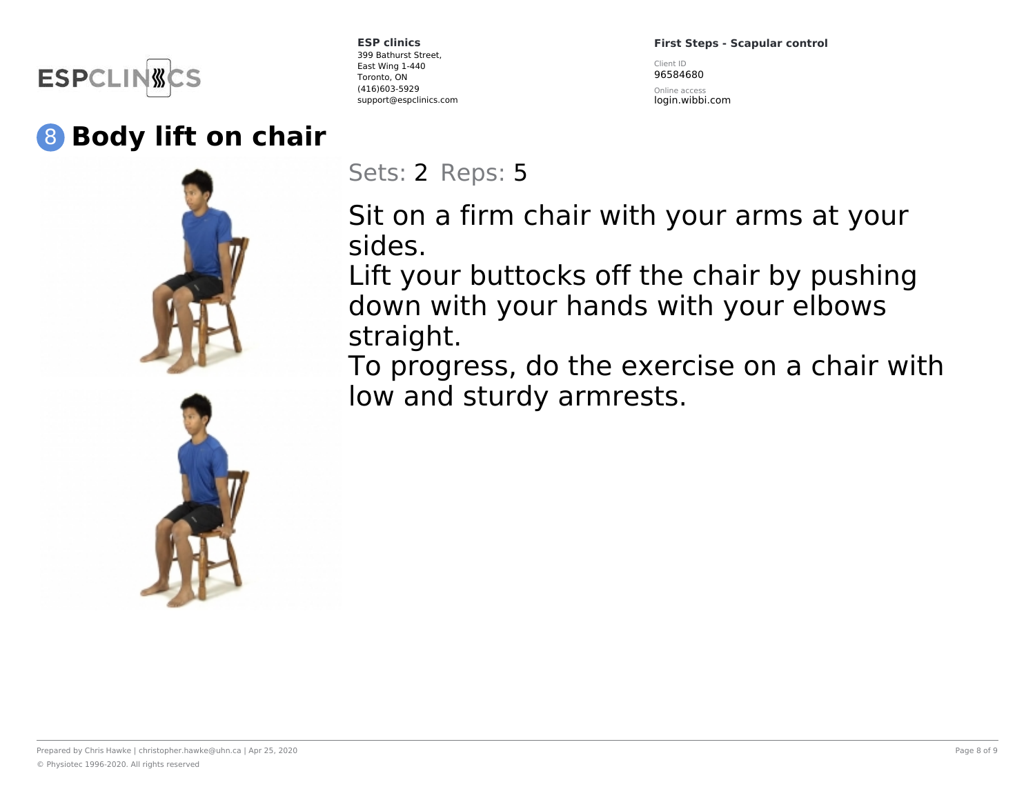## 8 Body lift on chair

Sets: 2 Reps: 5

Sit on a firm chair with your arms at your sides.
Lift your buttocks off the chair by pushing down with your hands with your elbows straight.
To progress, do the exercise on a chair with low and sturdy armrests.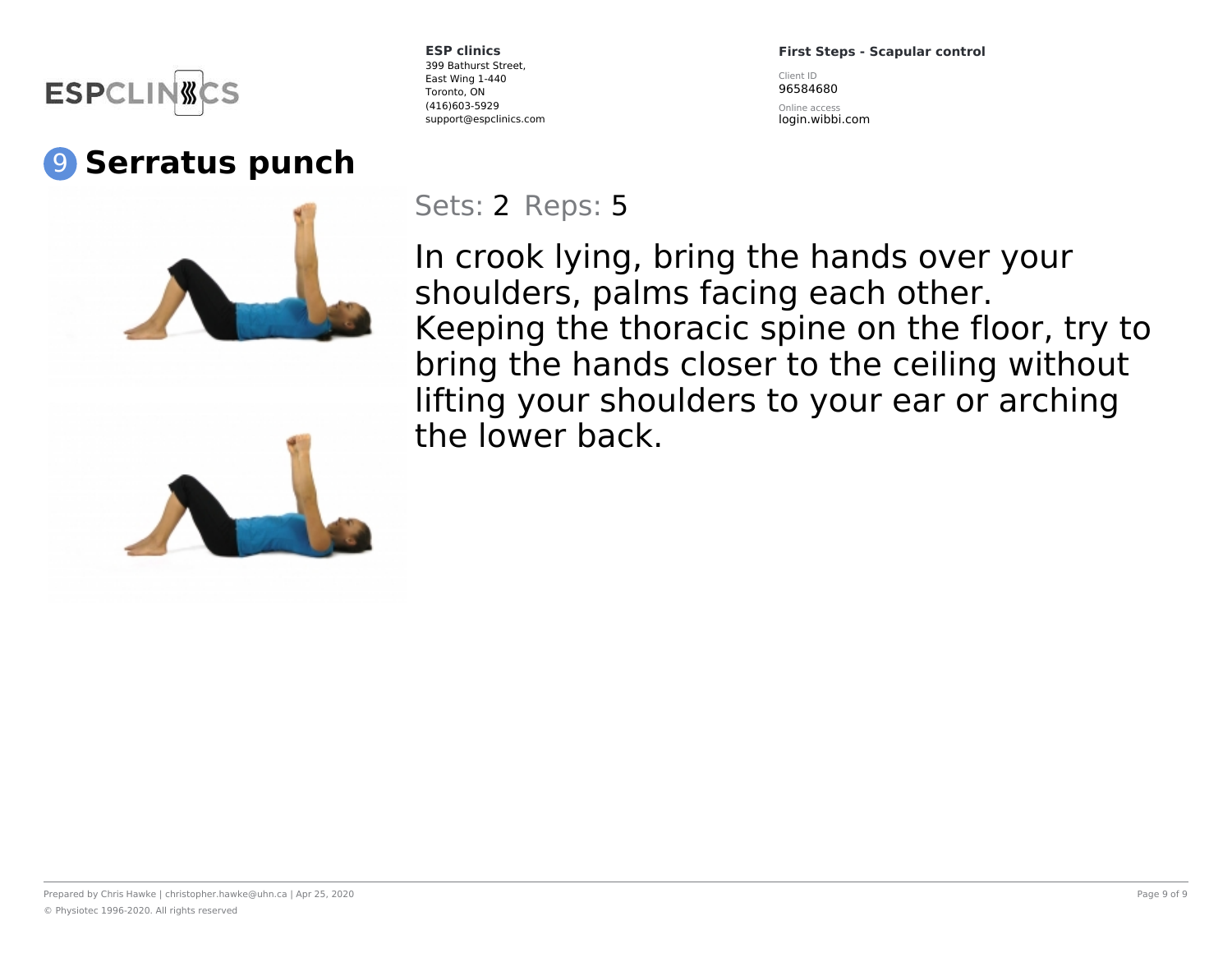ESP clinics
399 Bathurst Street,
East Wing 1-440
Toronto, ON
(416)603-5929
support@espclinics.com

**First Steps - Scapular control**

Client ID
96584680

Online access
login.wibbi.com

# 9 Serratus punch

Sets: 2 Reps: 5

In crook lying, bring the hands over your shoulders, palms facing each other. Keeping the thoracic spine on the floor, try to bring the hands closer to the ceiling without lifting your shoulders to your ear or arching the lower back.

Prepared by Chris Hawke | christopher.hawke@uhn.ca | Apr 25, 2020

© Physiotec 1996-2020. All rights reserved